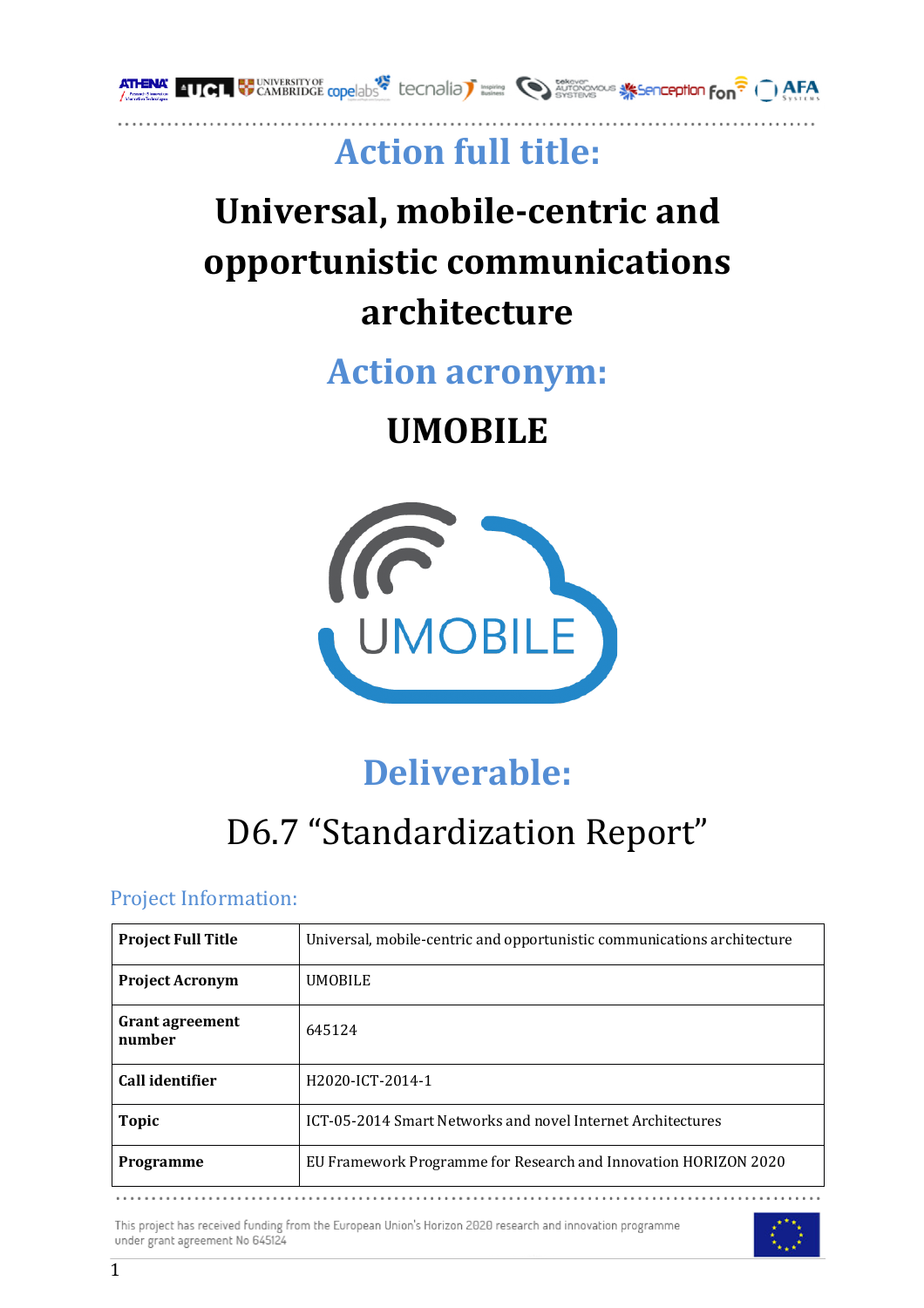# Action full title:

# Universal, mobile-centric and opportunistic communications architecture

# Action acronym:

# UMOBILE

# Deliverable:

## D6.7 "Standardization Report"

### Project Information:

| **Project Full Title** | Universal, mobile-centric and opportunistic communications architecture |
|---|---|
| **Project Acronym** | UMOBILE |
| **Grant agreement number** | 645124 |
| **Call identifier** | H2020-ICT-2014-1 |
| **Topic** | ICT-05-2014 Smart Networks and novel Internet Architectures |
| **Programme** | EU Framework Programme for Research and Innovation HORIZON 2020 |

This project has received funding from the European Union's Horizon 2020 research and innovation programme under grant agreement No 645124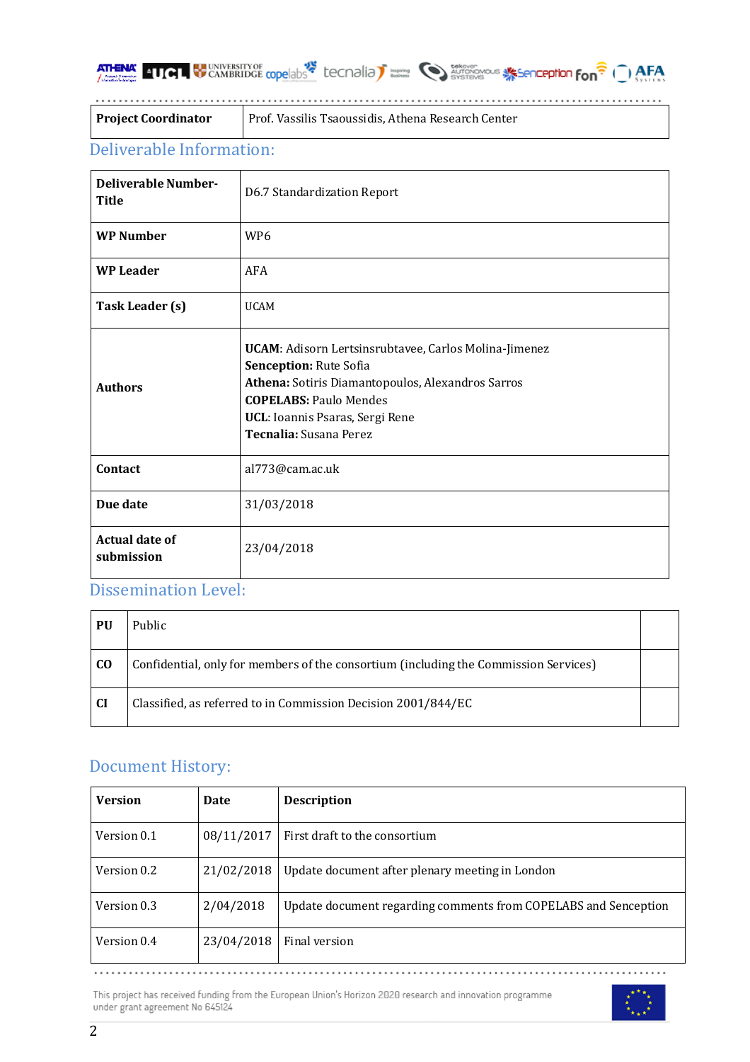| Project Coordinator | Prof. Vassilis Tsaoussidis, Athena Research Center |
|---|---|

## Deliverable Information:

| Deliverable Number-Title | D6.7 Standardization Report |
|---|---|
| WP Number | WP6 |
| WP Leader | AFA |
| Task Leader (s) | UCAM |
| Authors | **UCAM**: Adisorn Lertsinsrubtavee, Carlos Molina-Jimenez<br>**Senception:** Rute Sofia<br>**Athena:** Sotiris Diamantopoulos, Alexandros Sarros<br>**COPELABS:** Paulo Mendes<br>**UCL**: Ioannis Psaras, Sergi Rene<br>**Tecnalia:** Susana Perez |
| Contact | al773@cam.ac.uk |
| Due date | 31/03/2018 |
| Actual date of submission | 23/04/2018 |

## Dissemination Level:

| | | |
|---|---|---|
| **PU** | Public | |
| **CO** | Confidential, only for members of the consortium (including the Commission Services) | |
| **CI** | Classified, as referred to in Commission Decision 2001/844/EC | |

## Document History:

| Version | Date | Description |
|---|---|---|
| Version 0.1 | 08/11/2017 | First draft to the consortium |
| Version 0.2 | 21/02/2018 | Update document after plenary meeting in London |
| Version 0.3 | 2/04/2018 | Update document regarding comments from COPELABS and Senception |
| Version 0.4 | 23/04/2018 | Final version |

This project has received funding from the European Union's Horizon 2020 research and innovation programme under grant agreement No 645124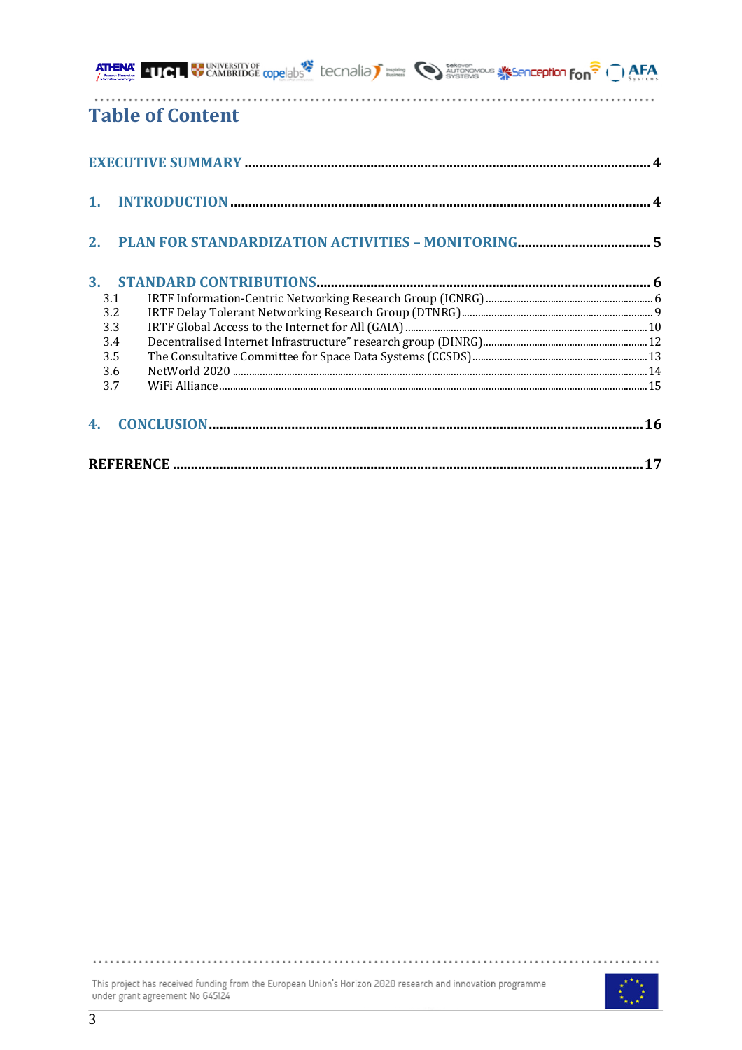# Table of Content

EXECUTIVE SUMMARY ..... 4

1. INTRODUCTION ..... 4

2. PLAN FOR STANDARDIZATION ACTIVITIES – MONITORING ..... 5

3. STANDARD CONTRIBUTIONS ..... 6
   - 3.1 IRTF Information-Centric Networking Research Group (ICNRG) ..... 6
   - 3.2 IRTF Delay Tolerant Networking Research Group (DTNRG) ..... 9
   - 3.3 IRTF Global Access to the Internet for All (GAIA) ..... 10
   - 3.4 Decentralised Internet Infrastructure" research group (DINRG) ..... 12
   - 3.5 The Consultative Committee for Space Data Systems (CCSDS) ..... 13
   - 3.6 NetWorld 2020 ..... 14
   - 3.7 WiFi Alliance ..... 15

4. CONCLUSION ..... 16

REFERENCE ..... 17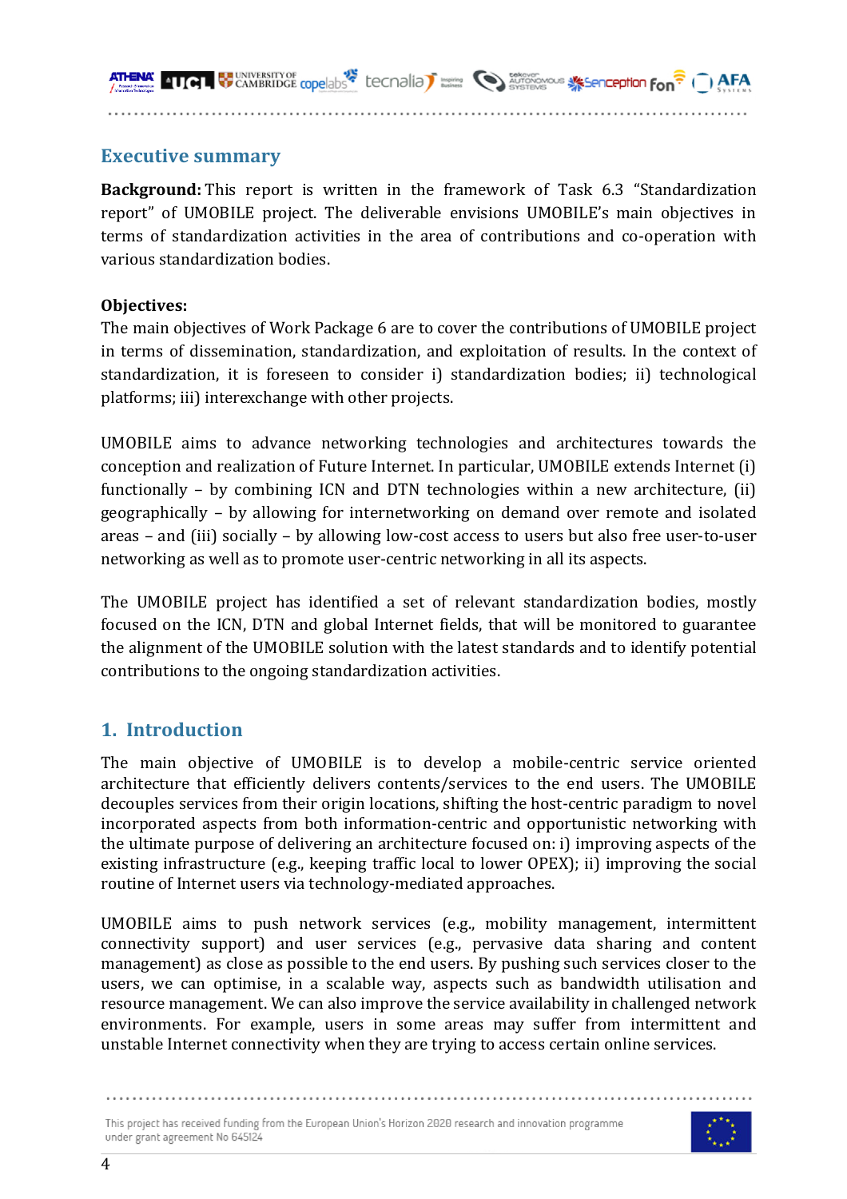## Executive summary

**Background:** This report is written in the framework of Task 6.3 "Standardization report" of UMOBILE project. The deliverable envisions UMOBILE's main objectives in terms of standardization activities in the area of contributions and co-operation with various standardization bodies.

**Objectives:**
The main objectives of Work Package 6 are to cover the contributions of UMOBILE project in terms of dissemination, standardization, and exploitation of results. In the context of standardization, it is foreseen to consider i) standardization bodies; ii) technological platforms; iii) interexchange with other projects.

UMOBILE aims to advance networking technologies and architectures towards the conception and realization of Future Internet. In particular, UMOBILE extends Internet (i) functionally – by combining ICN and DTN technologies within a new architecture, (ii) geographically – by allowing for internetworking on demand over remote and isolated areas – and (iii) socially – by allowing low-cost access to users but also free user-to-user networking as well as to promote user-centric networking in all its aspects.

The UMOBILE project has identified a set of relevant standardization bodies, mostly focused on the ICN, DTN and global Internet fields, that will be monitored to guarantee the alignment of the UMOBILE solution with the latest standards and to identify potential contributions to the ongoing standardization activities.

## 1. Introduction

The main objective of UMOBILE is to develop a mobile-centric service oriented architecture that efficiently delivers contents/services to the end users. The UMOBILE decouples services from their origin locations, shifting the host-centric paradigm to novel incorporated aspects from both information-centric and opportunistic networking with the ultimate purpose of delivering an architecture focused on: i) improving aspects of the existing infrastructure (e.g., keeping traffic local to lower OPEX); ii) improving the social routine of Internet users via technology-mediated approaches.

UMOBILE aims to push network services (e.g., mobility management, intermittent connectivity support) and user services (e.g., pervasive data sharing and content management) as close as possible to the end users. By pushing such services closer to the users, we can optimise, in a scalable way, aspects such as bandwidth utilisation and resource management. We can also improve the service availability in challenged network environments. For example, users in some areas may suffer from intermittent and unstable Internet connectivity when they are trying to access certain online services.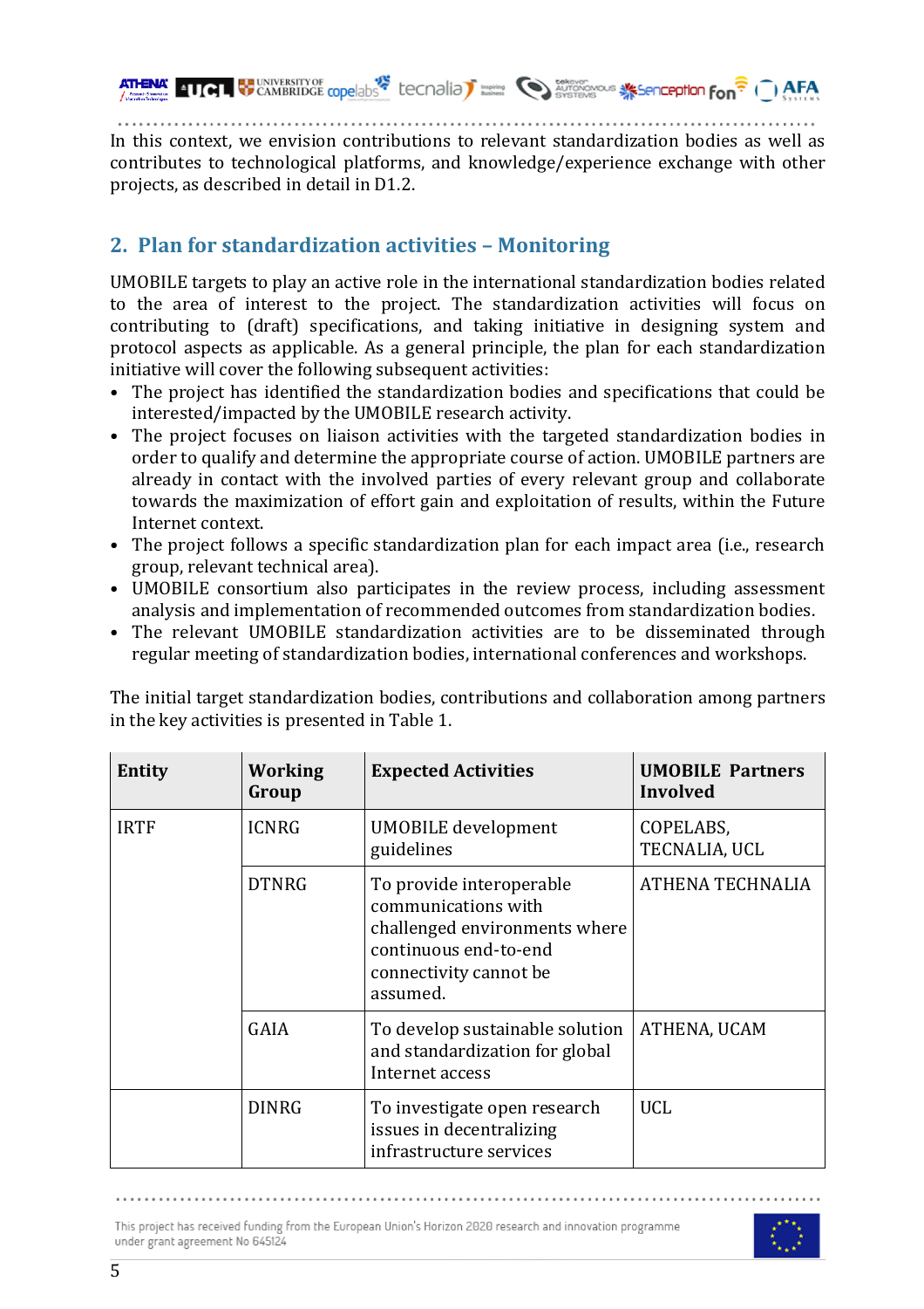In this context, we envision contributions to relevant standardization bodies as well as contributes to technological platforms, and knowledge/experience exchange with other projects, as described in detail in D1.2.

## 2. Plan for standardization activities – Monitoring

UMOBILE targets to play an active role in the international standardization bodies related to the area of interest to the project. The standardization activities will focus on contributing to (draft) specifications, and taking initiative in designing system and protocol aspects as applicable. As a general principle, the plan for each standardization initiative will cover the following subsequent activities:

- The project has identified the standardization bodies and specifications that could be interested/impacted by the UMOBILE research activity.
- The project focuses on liaison activities with the targeted standardization bodies in order to qualify and determine the appropriate course of action. UMOBILE partners are already in contact with the involved parties of every relevant group and collaborate towards the maximization of effort gain and exploitation of results, within the Future Internet context.
- The project follows a specific standardization plan for each impact area (i.e., research group, relevant technical area).
- UMOBILE consortium also participates in the review process, including assessment analysis and implementation of recommended outcomes from standardization bodies.
- The relevant UMOBILE standardization activities are to be disseminated through regular meeting of standardization bodies, international conferences and workshops.

The initial target standardization bodies, contributions and collaboration among partners in the key activities is presented in Table 1.

| Entity | Working Group | Expected Activities | UMOBILE Partners Involved |
|---|---|---|---|
| IRTF | ICNRG | UMOBILE development guidelines | COPELABS, TECNALIA, UCL |
| | DTNRG | To provide interoperable communications with challenged environments where continuous end-to-end connectivity cannot be assumed. | ATHENA TECHNALIA |
| | GAIA | To develop sustainable solution and standardization for global Internet access | ATHENA, UCAM |
| | DINRG | To investigate open research issues in decentralizing infrastructure services | UCL |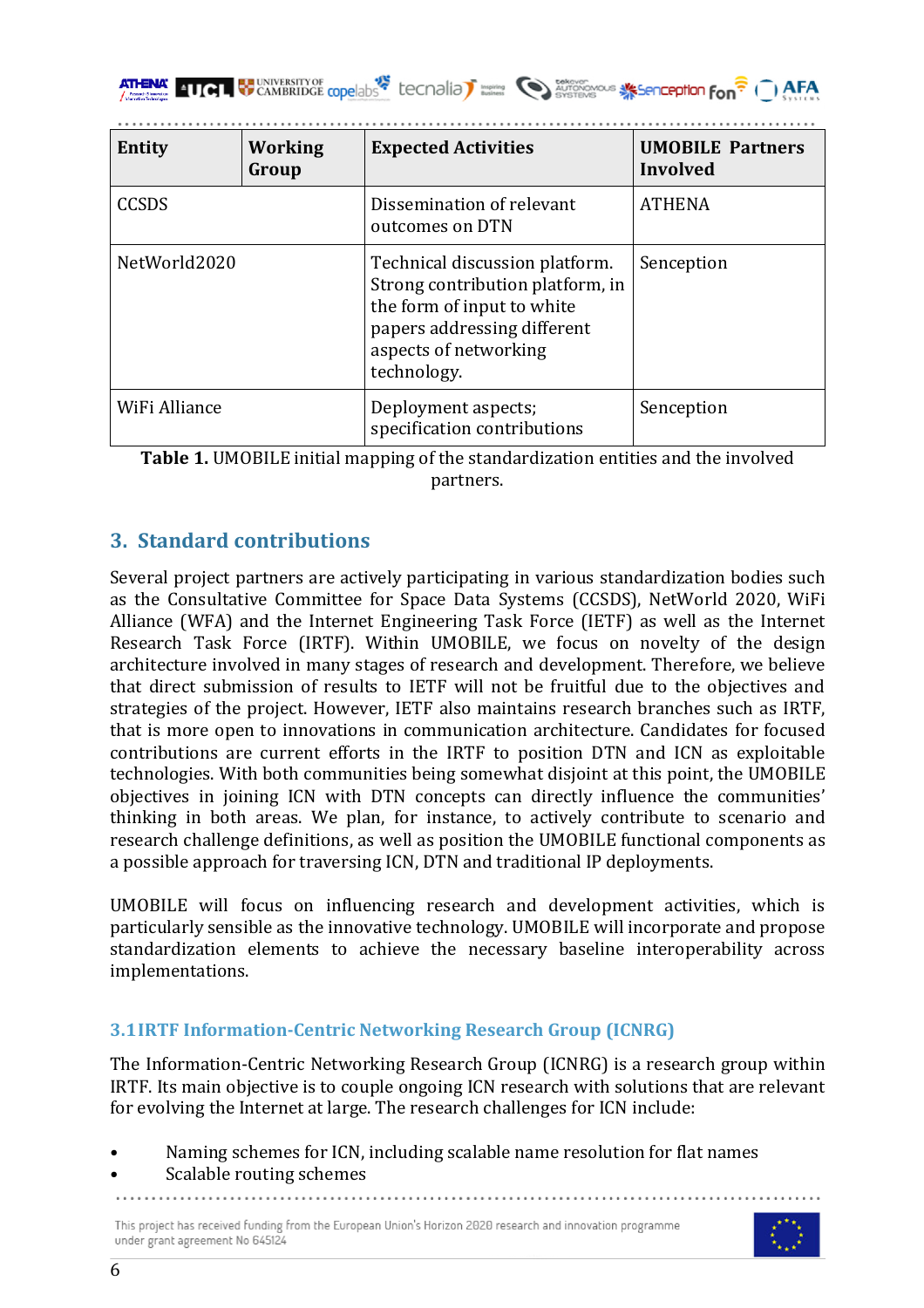| Entity | Working Group | Expected Activities | UMOBILE Partners Involved |
|---|---|---|---|
| CCSDS | | Dissemination of relevant outcomes on DTN | ATHENA |
| NetWorld2020 | | Technical discussion platform. Strong contribution platform, in the form of input to white papers addressing different aspects of networking technology. | Senception |
| WiFi Alliance | | Deployment aspects; specification contributions | Senception |

**Table 1.** UMOBILE initial mapping of the standardization entities and the involved partners.

## 3. Standard contributions

Several project partners are actively participating in various standardization bodies such as the Consultative Committee for Space Data Systems (CCSDS), NetWorld 2020, WiFi Alliance (WFA) and the Internet Engineering Task Force (IETF) as well as the Internet Research Task Force (IRTF). Within UMOBILE, we focus on novelty of the design architecture involved in many stages of research and development. Therefore, we believe that direct submission of results to IETF will not be fruitful due to the objectives and strategies of the project. However, IETF also maintains research branches such as IRTF, that is more open to innovations in communication architecture. Candidates for focused contributions are current efforts in the IRTF to position DTN and ICN as exploitable technologies. With both communities being somewhat disjoint at this point, the UMOBILE objectives in joining ICN with DTN concepts can directly influence the communities' thinking in both areas. We plan, for instance, to actively contribute to scenario and research challenge definitions, as well as position the UMOBILE functional components as a possible approach for traversing ICN, DTN and traditional IP deployments.

UMOBILE will focus on influencing research and development activities, which is particularly sensible as the innovative technology. UMOBILE will incorporate and propose standardization elements to achieve the necessary baseline interoperability across implementations.

### 3.1 IRTF Information-Centric Networking Research Group (ICNRG)

The Information-Centric Networking Research Group (ICNRG) is a research group within IRTF. Its main objective is to couple ongoing ICN research with solutions that are relevant for evolving the Internet at large. The research challenges for ICN include:

- Naming schemes for ICN, including scalable name resolution for flat names
- Scalable routing schemes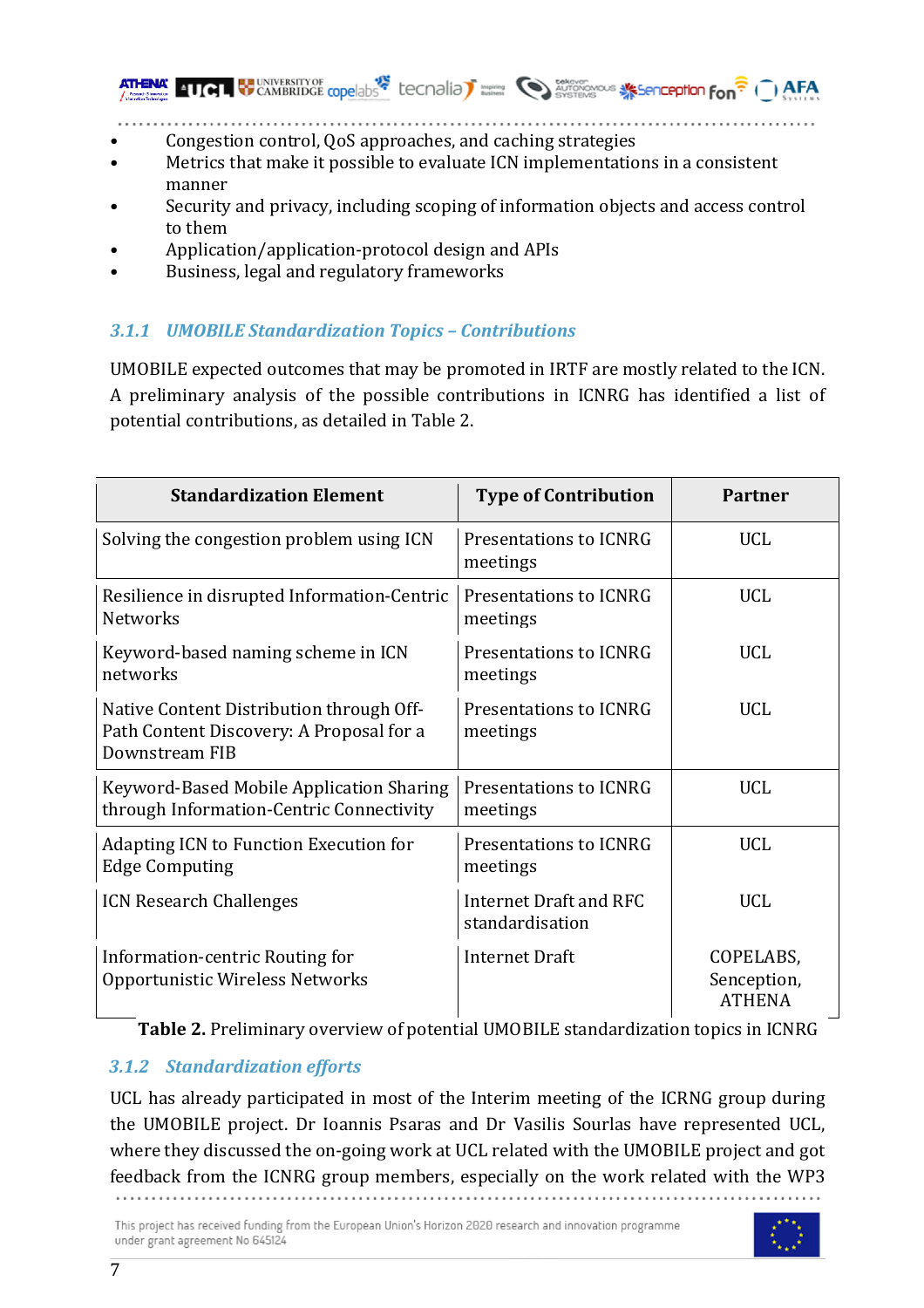- Congestion control, QoS approaches, and caching strategies
- Metrics that make it possible to evaluate ICN implementations in a consistent manner
- Security and privacy, including scoping of information objects and access control to them
- Application/application-protocol design and APIs
- Business, legal and regulatory frameworks

### 3.1.1 UMOBILE Standardization Topics – Contributions

UMOBILE expected outcomes that may be promoted in IRTF are mostly related to the ICN. A preliminary analysis of the possible contributions in ICNRG has identified a list of potential contributions, as detailed in Table 2.

| Standardization Element | Type of Contribution | Partner |
|---|---|---|
| Solving the congestion problem using ICN | Presentations to ICNRG meetings | UCL |
| Resilience in disrupted Information-Centric Networks | Presentations to ICNRG meetings | UCL |
| Keyword-based naming scheme in ICN networks | Presentations to ICNRG meetings | UCL |
| Native Content Distribution through Off-Path Content Discovery: A Proposal for a Downstream FIB | Presentations to ICNRG meetings | UCL |
| Keyword-Based Mobile Application Sharing through Information-Centric Connectivity | Presentations to ICNRG meetings | UCL |
| Adapting ICN to Function Execution for Edge Computing | Presentations to ICNRG meetings | UCL |
| ICN Research Challenges | Internet Draft and RFC standardisation | UCL |
| Information-centric Routing for Opportunistic Wireless Networks | Internet Draft | COPELABS, Senception, ATHENA |

**Table 2.** Preliminary overview of potential UMOBILE standardization topics in ICNRG

### 3.1.2 Standardization efforts

UCL has already participated in most of the Interim meeting of the ICRNG group during the UMOBILE project. Dr Ioannis Psaras and Dr Vasilis Sourlas have represented UCL, where they discussed the on-going work at UCL related with the UMOBILE project and got feedback from the ICNRG group members, especially on the work related with the WP3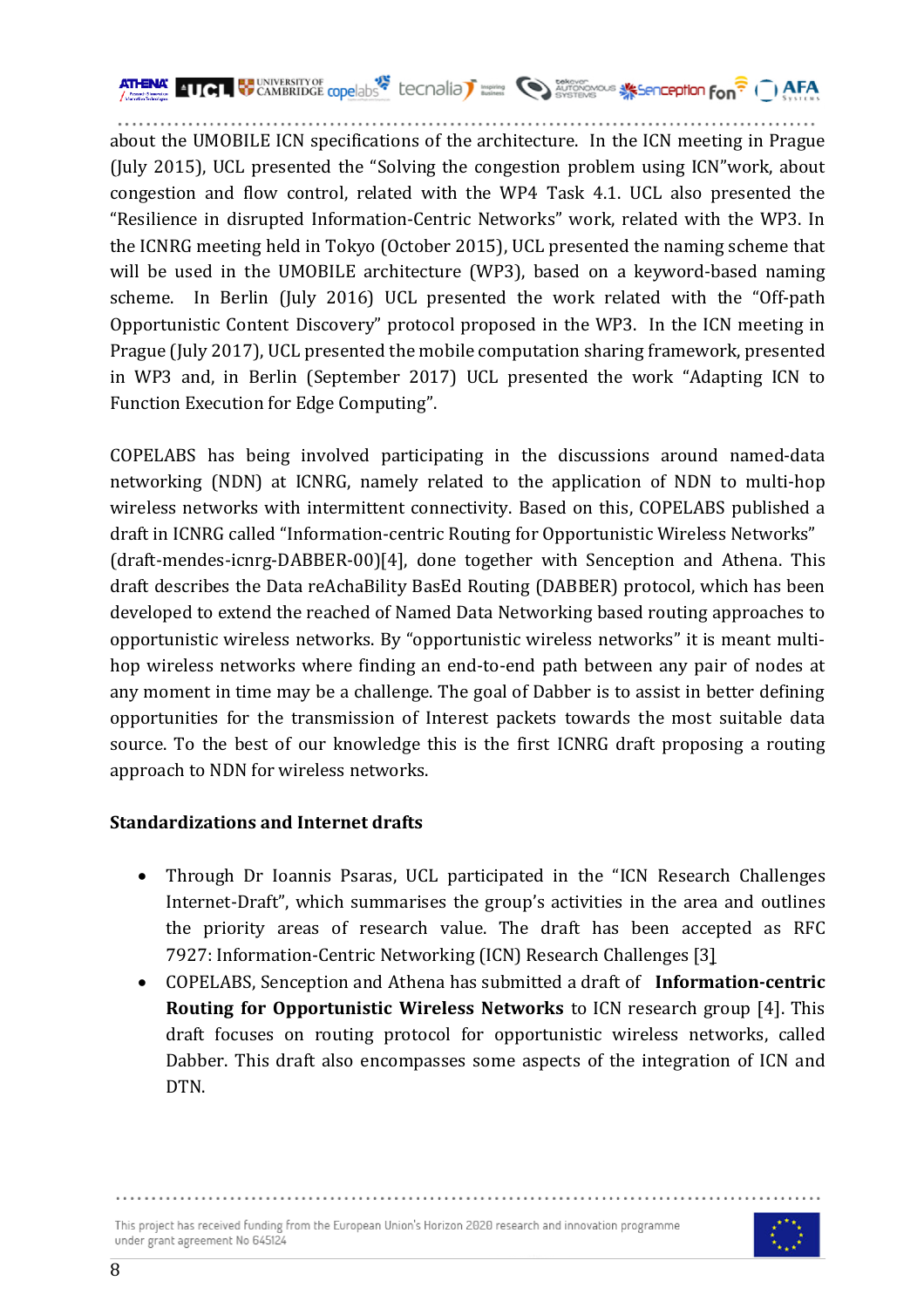about the UMOBILE ICN specifications of the architecture. In the ICN meeting in Prague (July 2015), UCL presented the "Solving the congestion problem using ICN"work, about congestion and flow control, related with the WP4 Task 4.1. UCL also presented the "Resilience in disrupted Information-Centric Networks" work, related with the WP3. In the ICNRG meeting held in Tokyo (October 2015), UCL presented the naming scheme that will be used in the UMOBILE architecture (WP3), based on a keyword-based naming scheme. In Berlin (July 2016) UCL presented the work related with the "Off-path Opportunistic Content Discovery" protocol proposed in the WP3. In the ICN meeting in Prague (July 2017), UCL presented the mobile computation sharing framework, presented in WP3 and, in Berlin (September 2017) UCL presented the work "Adapting ICN to Function Execution for Edge Computing".

COPELABS has being involved participating in the discussions around named-data networking (NDN) at ICNRG, namely related to the application of NDN to multi-hop wireless networks with intermittent connectivity. Based on this, COPELABS published a draft in ICNRG called "Information-centric Routing for Opportunistic Wireless Networks" (draft-mendes-icnrg-DABBER-00)[4], done together with Senception and Athena. This draft describes the Data reAchaBility BasEd Routing (DABBER) protocol, which has been developed to extend the reached of Named Data Networking based routing approaches to opportunistic wireless networks. By "opportunistic wireless networks" it is meant multi-hop wireless networks where finding an end-to-end path between any pair of nodes at any moment in time may be a challenge. The goal of Dabber is to assist in better defining opportunities for the transmission of Interest packets towards the most suitable data source. To the best of our knowledge this is the first ICNRG draft proposing a routing approach to NDN for wireless networks.

**Standardizations and Internet drafts**

- Through Dr Ioannis Psaras, UCL participated in the "ICN Research Challenges Internet-Draft", which summarises the group's activities in the area and outlines the priority areas of research value. The draft has been accepted as RFC 7927: Information-Centric Networking (ICN) Research Challenges [3]
- COPELABS, Senception and Athena has submitted a draft of **Information-centric Routing for Opportunistic Wireless Networks** to ICN research group [4]. This draft focuses on routing protocol for opportunistic wireless networks, called Dabber. This draft also encompasses some aspects of the integration of ICN and DTN.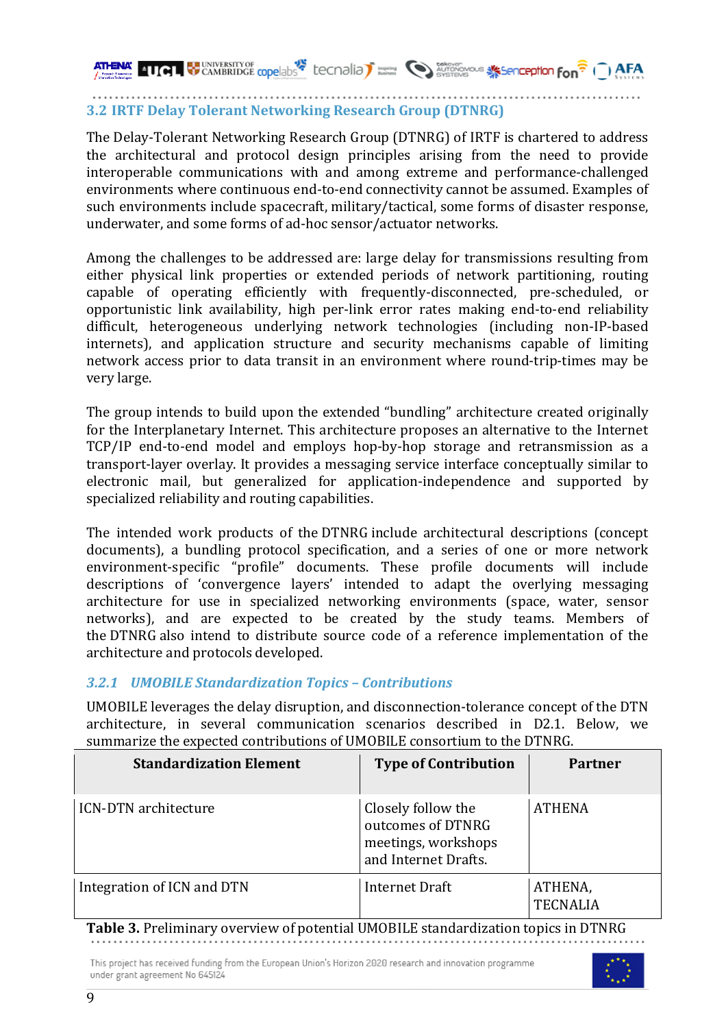## 3.2 IRTF Delay Tolerant Networking Research Group (DTNRG)

The Delay-Tolerant Networking Research Group (DTNRG) of IRTF is chartered to address the architectural and protocol design principles arising from the need to provide interoperable communications with and among extreme and performance-challenged environments where continuous end-to-end connectivity cannot be assumed. Examples of such environments include spacecraft, military/tactical, some forms of disaster response, underwater, and some forms of ad-hoc sensor/actuator networks.

Among the challenges to be addressed are: large delay for transmissions resulting from either physical link properties or extended periods of network partitioning, routing capable of operating efficiently with frequently-disconnected, pre-scheduled, or opportunistic link availability, high per-link error rates making end-to-end reliability difficult, heterogeneous underlying network technologies (including non-IP-based internets), and application structure and security mechanisms capable of limiting network access prior to data transit in an environment where round-trip-times may be very large.

The group intends to build upon the extended "bundling" architecture created originally for the Interplanetary Internet. This architecture proposes an alternative to the Internet TCP/IP end-to-end model and employs hop-by-hop storage and retransmission as a transport-layer overlay. It provides a messaging service interface conceptually similar to electronic mail, but generalized for application-independence and supported by specialized reliability and routing capabilities.

The intended work products of the DTNRG include architectural descriptions (concept documents), a bundling protocol specification, and a series of one or more network environment-specific "profile" documents. These profile documents will include descriptions of 'convergence layers' intended to adapt the overlying messaging architecture for use in specialized networking environments (space, water, sensor networks), and are expected to be created by the study teams. Members of the DTNRG also intend to distribute source code of a reference implementation of the architecture and protocols developed.

### *3.2.1 UMOBILE Standardization Topics – Contributions*

UMOBILE leverages the delay disruption, and disconnection-tolerance concept of the DTN architecture, in several communication scenarios described in D2.1. Below, we summarize the expected contributions of UMOBILE consortium to the DTNRG.

| Standardization Element | Type of Contribution | Partner |
|---|---|---|
| ICN-DTN architecture | Closely follow the outcomes of DTNRG meetings, workshops and Internet Drafts. | ATHENA |
| Integration of ICN and DTN | Internet Draft | ATHENA, TECNALIA |

**Table 3.** Preliminary overview of potential UMOBILE standardization topics in DTNRG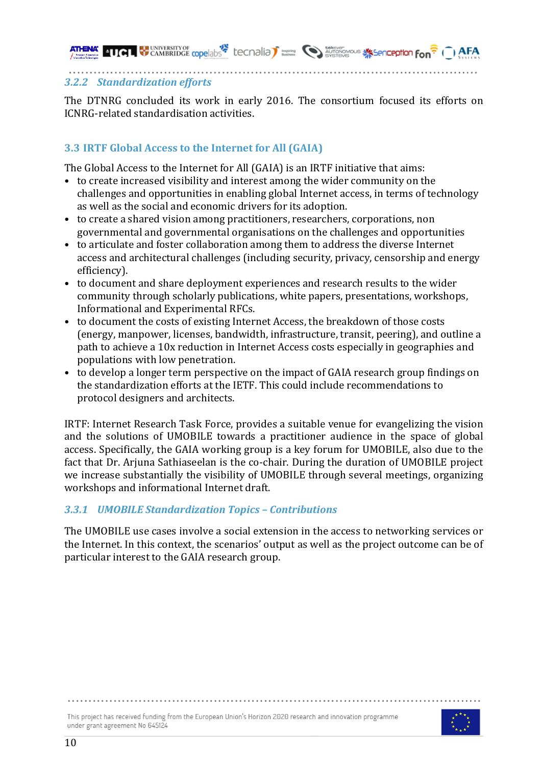#### 3.2.2 Standardization efforts

The DTNRG concluded its work in early 2016. The consortium focused its efforts on ICNRG-related standardisation activities.

### 3.3 IRTF Global Access to the Internet for All (GAIA)

The Global Access to the Internet for All (GAIA) is an IRTF initiative that aims:

- to create increased visibility and interest among the wider community on the challenges and opportunities in enabling global Internet access, in terms of technology as well as the social and economic drivers for its adoption.
- to create a shared vision among practitioners, researchers, corporations, non governmental and governmental organisations on the challenges and opportunities
- to articulate and foster collaboration among them to address the diverse Internet access and architectural challenges (including security, privacy, censorship and energy efficiency).
- to document and share deployment experiences and research results to the wider community through scholarly publications, white papers, presentations, workshops, Informational and Experimental RFCs.
- to document the costs of existing Internet Access, the breakdown of those costs (energy, manpower, licenses, bandwidth, infrastructure, transit, peering), and outline a path to achieve a 10x reduction in Internet Access costs especially in geographies and populations with low penetration.
- to develop a longer term perspective on the impact of GAIA research group findings on the standardization efforts at the IETF. This could include recommendations to protocol designers and architects.

IRTF: Internet Research Task Force, provides a suitable venue for evangelizing the vision and the solutions of UMOBILE towards a practitioner audience in the space of global access. Specifically, the GAIA working group is a key forum for UMOBILE, also due to the fact that Dr. Arjuna Sathiaseelan is the co-chair. During the duration of UMOBILE project we increase substantially the visibility of UMOBILE through several meetings, organizing workshops and informational Internet draft.

#### 3.3.1 UMOBILE Standardization Topics – Contributions

The UMOBILE use cases involve a social extension in the access to networking services or the Internet. In this context, the scenarios' output as well as the project outcome can be of particular interest to the GAIA research group.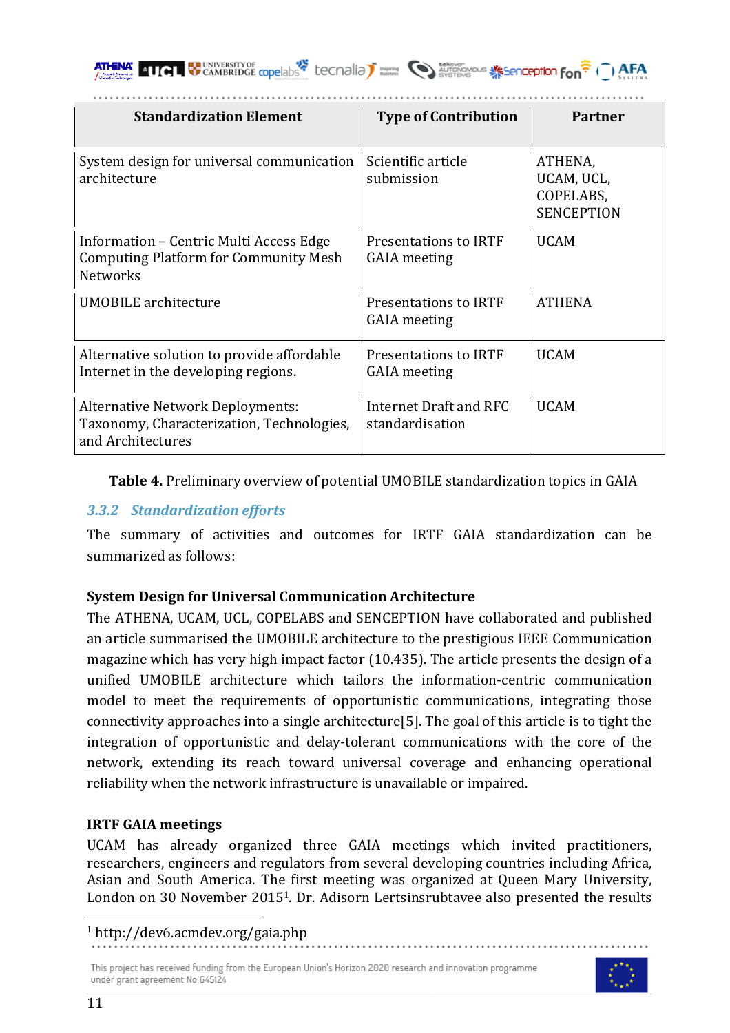| Standardization Element | Type of Contribution | Partner |
|---|---|---|
| System design for universal communication architecture | Scientific article submission | ATHENA, UCAM, UCL, COPELABS, SENCEPTION |
| Information – Centric Multi Access Edge Computing Platform for Community Mesh Networks | Presentations to IRTF GAIA meeting | UCAM |
| UMOBILE architecture | Presentations to IRTF GAIA meeting | ATHENA |
| Alternative solution to provide affordable Internet in the developing regions. | Presentations to IRTF GAIA meeting | UCAM |
| Alternative Network Deployments: Taxonomy, Characterization, Technologies, and Architectures | Internet Draft and RFC standardisation | UCAM |

**Table 4.** Preliminary overview of potential UMOBILE standardization topics in GAIA

### *3.3.2 Standardization efforts*

The summary of activities and outcomes for IRTF GAIA standardization can be summarized as follows:

**System Design for Universal Communication Architecture**

The ATHENA, UCAM, UCL, COPELABS and SENCEPTION have collaborated and published an article summarised the UMOBILE architecture to the prestigious IEEE Communication magazine which has very high impact factor (10.435). The article presents the design of a unified UMOBILE architecture which tailors the information-centric communication model to meet the requirements of opportunistic communications, integrating those connectivity approaches into a single architecture[5]. The goal of this article is to tight the integration of opportunistic and delay-tolerant communications with the core of the network, extending its reach toward universal coverage and enhancing operational reliability when the network infrastructure is unavailable or impaired.

**IRTF GAIA meetings**

UCAM has already organized three GAIA meetings which invited practitioners, researchers, engineers and regulators from several developing countries including Africa, Asian and South America. The first meeting was organized at Queen Mary University, London on 30 November 2015[1]. Dr. Adisorn Lertsinsrubtavee also presented the results

[1] http://dev6.acmdev.org/gaia.php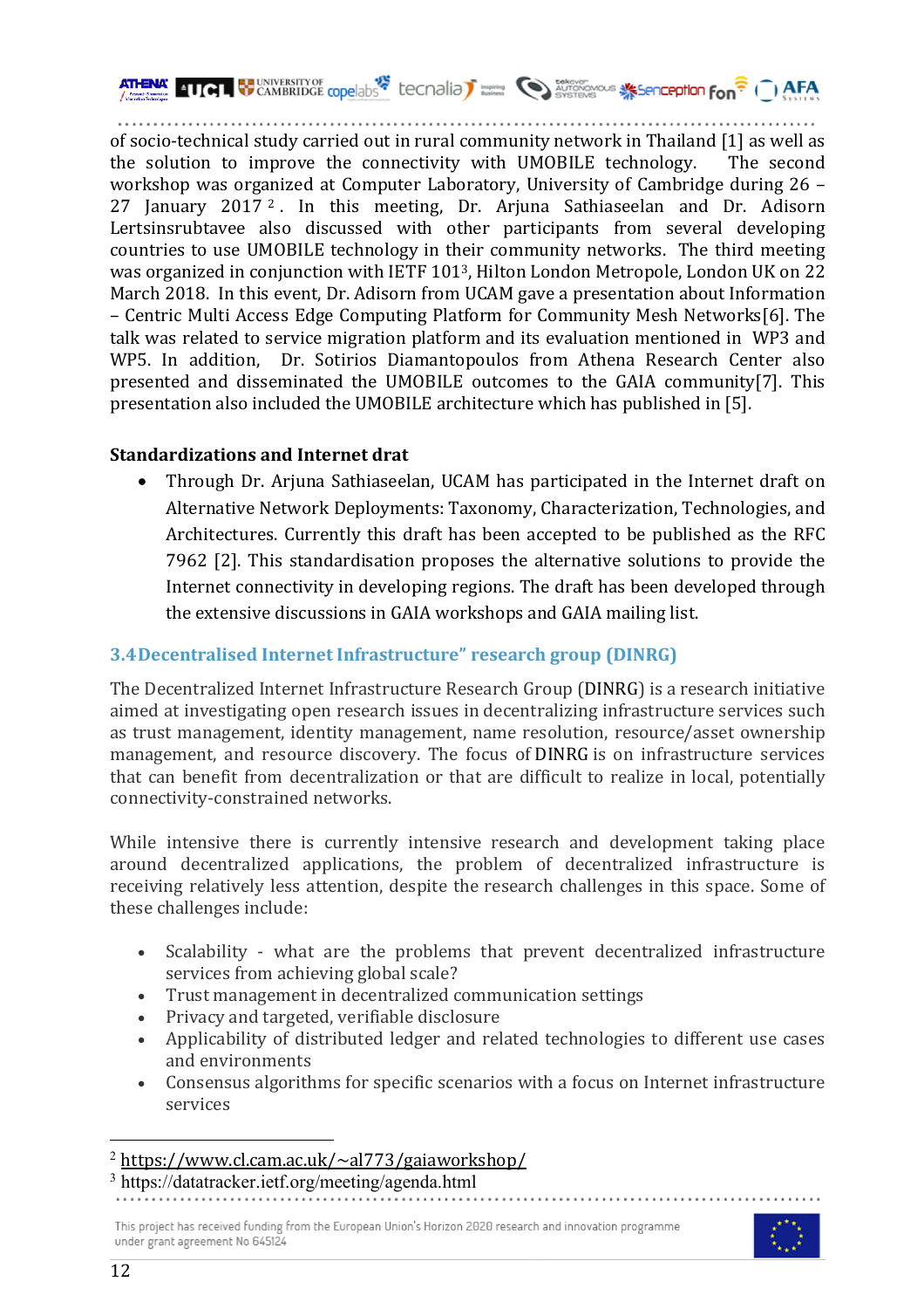of socio-technical study carried out in rural community network in Thailand [1] as well as the solution to improve the connectivity with UMOBILE technology. The second workshop was organized at Computer Laboratory, University of Cambridge during 26 – 27 January 2017 [2]. In this meeting, Dr. Arjuna Sathiaseelan and Dr. Adisorn Lertsinsrubtavee also discussed with other participants from several developing countries to use UMOBILE technology in their community networks. The third meeting was organized in conjunction with IETF 101[3], Hilton London Metropole, London UK on 22 March 2018. In this event, Dr. Adisorn from UCAM gave a presentation about Information – Centric Multi Access Edge Computing Platform for Community Mesh Networks[6]. The talk was related to service migration platform and its evaluation mentioned in WP3 and WP5. In addition, Dr. Sotirios Diamantopoulos from Athena Research Center also presented and disseminated the UMOBILE outcomes to the GAIA community[7]. This presentation also included the UMOBILE architecture which has published in [5].

**Standardizations and Internet drat**

- Through Dr. Arjuna Sathiaseelan, UCAM has participated in the Internet draft on Alternative Network Deployments: Taxonomy, Characterization, Technologies, and Architectures. Currently this draft has been accepted to be published as the RFC 7962 [2]. This standardisation proposes the alternative solutions to provide the Internet connectivity in developing regions. The draft has been developed through the extensive discussions in GAIA workshops and GAIA mailing list.

### 3.4 Decentralised Internet Infrastructure" research group (DINRG)

The Decentralized Internet Infrastructure Research Group (DINRG) is a research initiative aimed at investigating open research issues in decentralizing infrastructure services such as trust management, identity management, name resolution, resource/asset ownership management, and resource discovery. The focus of DINRG is on infrastructure services that can benefit from decentralization or that are difficult to realize in local, potentially connectivity-constrained networks.

While intensive there is currently intensive research and development taking place around decentralized applications, the problem of decentralized infrastructure is receiving relatively less attention, despite the research challenges in this space. Some of these challenges include:

- Scalability - what are the problems that prevent decentralized infrastructure services from achieving global scale?
- Trust management in decentralized communication settings
- Privacy and targeted, verifiable disclosure
- Applicability of distributed ledger and related technologies to different use cases and environments
- Consensus algorithms for specific scenarios with a focus on Internet infrastructure services

[2] https://www.cl.cam.ac.uk/~al773/gaiaworkshop/

[3] https://datatracker.ietf.org/meeting/agenda.html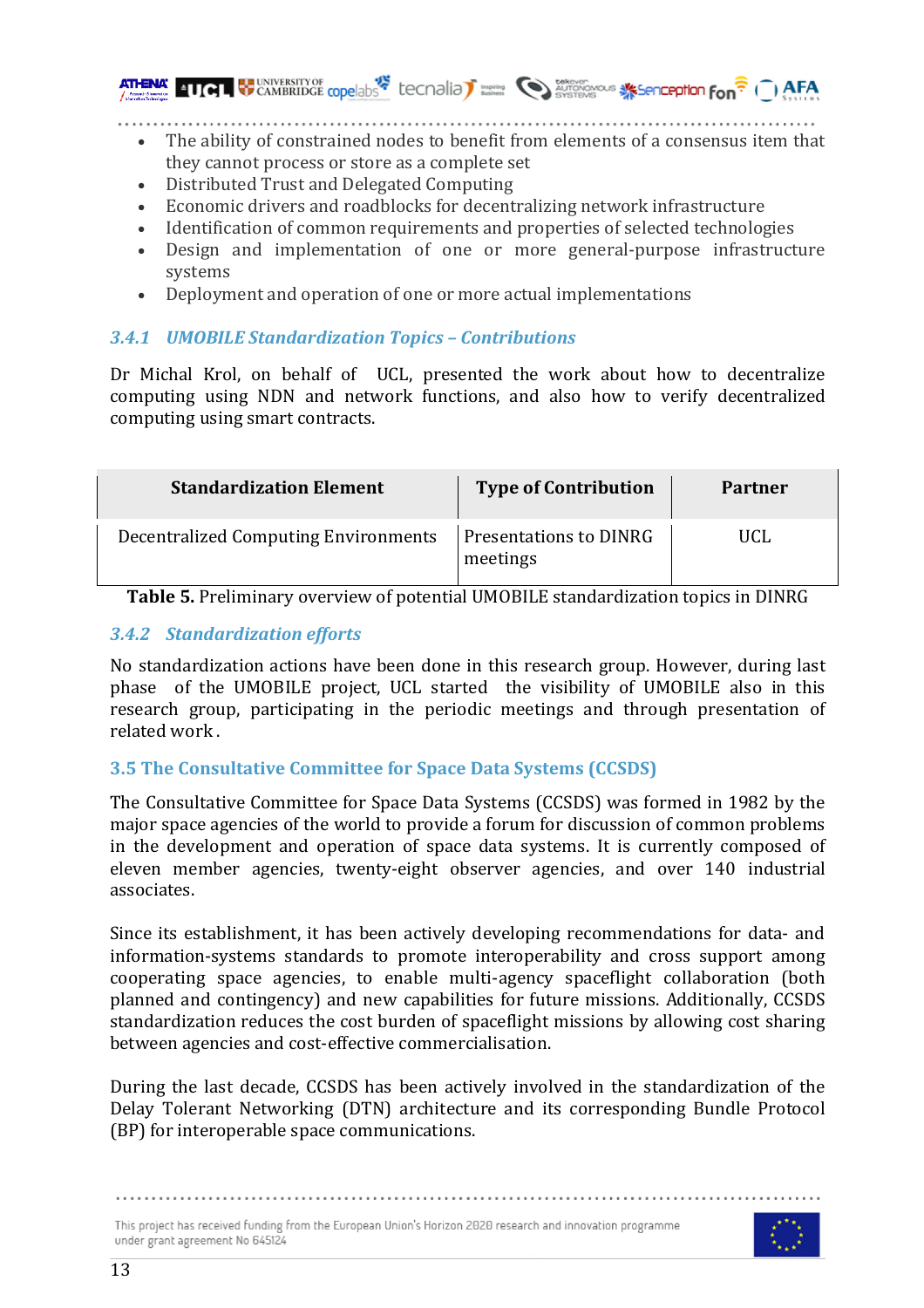- The ability of constrained nodes to benefit from elements of a consensus item that they cannot process or store as a complete set
- Distributed Trust and Delegated Computing
- Economic drivers and roadblocks for decentralizing network infrastructure
- Identification of common requirements and properties of selected technologies
- Design and implementation of one or more general-purpose infrastructure systems
- Deployment and operation of one or more actual implementations

### *3.4.1 UMOBILE Standardization Topics – Contributions*

Dr Michal Krol, on behalf of UCL, presented the work about how to decentralize computing using NDN and network functions, and also how to verify decentralized computing using smart contracts.

| Standardization Element | Type of Contribution | Partner |
|---|---|---|
| Decentralized Computing Environments | Presentations to DINRG meetings | UCL |

**Table 5.** Preliminary overview of potential UMOBILE standardization topics in DINRG

### *3.4.2 Standardization efforts*

No standardization actions have been done in this research group. However, during last phase of the UMOBILE project, UCL started the visibility of UMOBILE also in this research group, participating in the periodic meetings and through presentation of related work.

## 3.5 The Consultative Committee for Space Data Systems (CCSDS)

The Consultative Committee for Space Data Systems (CCSDS) was formed in 1982 by the major space agencies of the world to provide a forum for discussion of common problems in the development and operation of space data systems. It is currently composed of eleven member agencies, twenty-eight observer agencies, and over 140 industrial associates.

Since its establishment, it has been actively developing recommendations for data- and information-systems standards to promote interoperability and cross support among cooperating space agencies, to enable multi-agency spaceflight collaboration (both planned and contingency) and new capabilities for future missions. Additionally, CCSDS standardization reduces the cost burden of spaceflight missions by allowing cost sharing between agencies and cost-effective commercialisation.

During the last decade, CCSDS has been actively involved in the standardization of the Delay Tolerant Networking (DTN) architecture and its corresponding Bundle Protocol (BP) for interoperable space communications.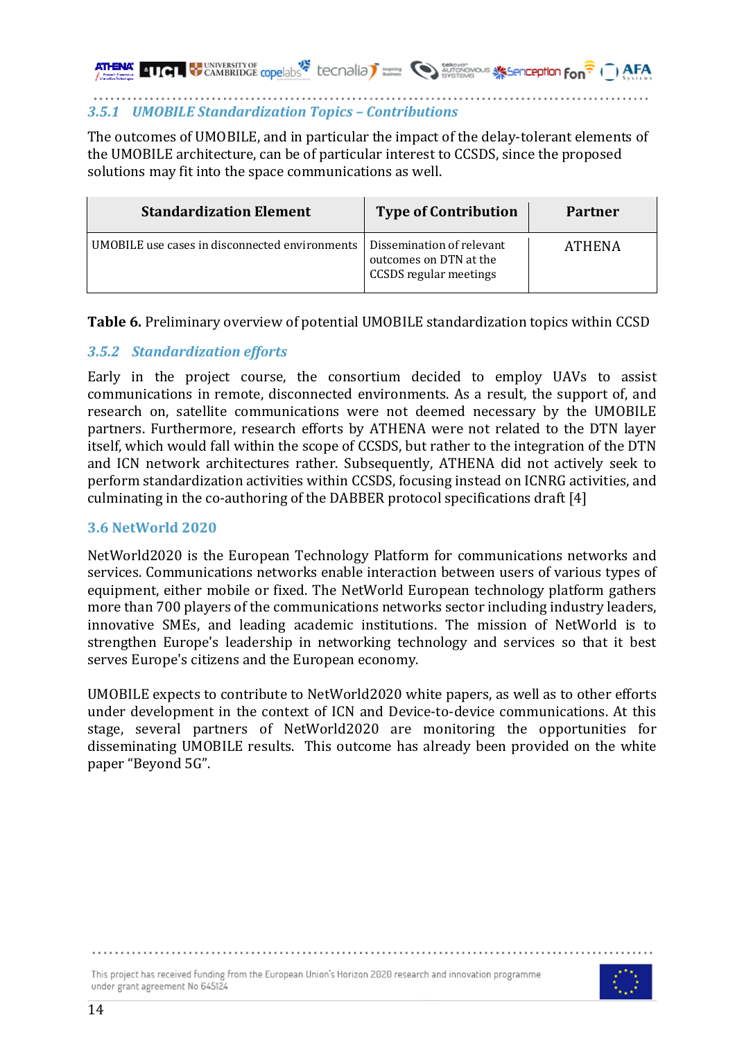### 3.5.1 *UMOBILE Standardization Topics – Contributions*

The outcomes of UMOBILE, and in particular the impact of the delay-tolerant elements of the UMOBILE architecture, can be of particular interest to CCSDS, since the proposed solutions may fit into the space communications as well.

| Standardization Element | Type of Contribution | Partner |
|---|---|---|
| UMOBILE use cases in disconnected environments | Dissemination of relevant outcomes on DTN at the CCSDS regular meetings | ATHENA |

**Table 6.** Preliminary overview of potential UMOBILE standardization topics within CCSD

### 3.5.2 *Standardization efforts*

Early in the project course, the consortium decided to employ UAVs to assist communications in remote, disconnected environments. As a result, the support of, and research on, satellite communications were not deemed necessary by the UMOBILE partners. Furthermore, research efforts by ATHENA were not related to the DTN layer itself, which would fall within the scope of CCSDS, but rather to the integration of the DTN and ICN network architectures rather. Subsequently, ATHENA did not actively seek to perform standardization activities within CCSDS, focusing instead on ICNRG activities, and culminating in the co-authoring of the DABBER protocol specifications draft [4]

## 3.6 NetWorld 2020

NetWorld2020 is the European Technology Platform for communications networks and services. Communications networks enable interaction between users of various types of equipment, either mobile or fixed. The NetWorld European technology platform gathers more than 700 players of the communications networks sector including industry leaders, innovative SMEs, and leading academic institutions. The mission of NetWorld is to strengthen Europe's leadership in networking technology and services so that it best serves Europe's citizens and the European economy.

UMOBILE expects to contribute to NetWorld2020 white papers, as well as to other efforts under development in the context of ICN and Device-to-device communications. At this stage, several partners of NetWorld2020 are monitoring the opportunities for disseminating UMOBILE results. This outcome has already been provided on the white paper "Beyond 5G".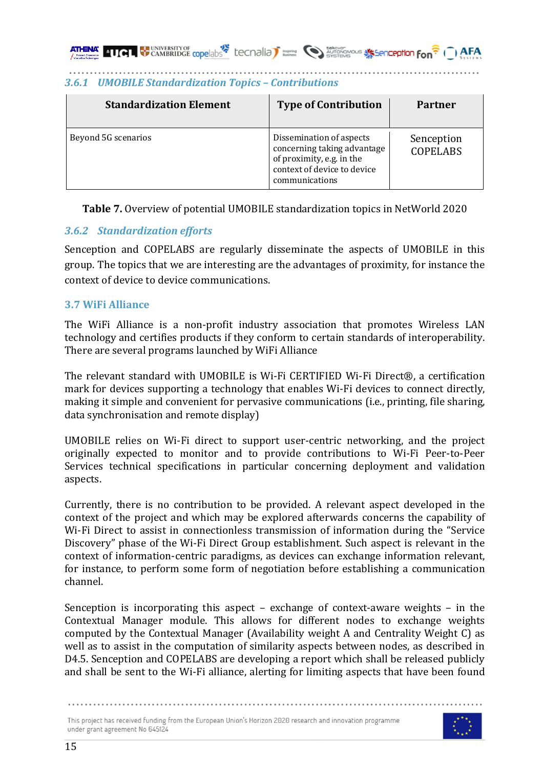### 3.6.1 UMOBILE Standardization Topics – Contributions

| Standardization Element | Type of Contribution | Partner |
|---|---|---|
| Beyond 5G scenarios | Dissemination of aspects concerning taking advantage of proximity, e.g. in the context of device to device communications | Senception COPELABS |

**Table 7.** Overview of potential UMOBILE standardization topics in NetWorld 2020

### 3.6.2 Standardization efforts

Senception and COPELABS are regularly disseminate the aspects of UMOBILE in this group. The topics that we are interesting are the advantages of proximity, for instance the context of device to device communications.

## 3.7 WiFi Alliance

The WiFi Alliance is a non-profit industry association that promotes Wireless LAN technology and certifies products if they conform to certain standards of interoperability. There are several programs launched by WiFi Alliance

The relevant standard with UMOBILE is Wi-Fi CERTIFIED Wi-Fi Direct®, a certification mark for devices supporting a technology that enables Wi-Fi devices to connect directly, making it simple and convenient for pervasive communications (i.e., printing, file sharing, data synchronisation and remote display)

UMOBILE relies on Wi-Fi direct to support user-centric networking, and the project originally expected to monitor and to provide contributions to Wi-Fi Peer-to-Peer Services technical specifications in particular concerning deployment and validation aspects.

Currently, there is no contribution to be provided. A relevant aspect developed in the context of the project and which may be explored afterwards concerns the capability of Wi-Fi Direct to assist in connectionless transmission of information during the "Service Discovery" phase of the Wi-Fi Direct Group establishment. Such aspect is relevant in the context of information-centric paradigms, as devices can exchange information relevant, for instance, to perform some form of negotiation before establishing a communication channel.

Senception is incorporating this aspect – exchange of context-aware weights – in the Contextual Manager module. This allows for different nodes to exchange weights computed by the Contextual Manager (Availability weight A and Centrality Weight C) as well as to assist in the computation of similarity aspects between nodes, as described in D4.5. Senception and COPELABS are developing a report which shall be released publicly and shall be sent to the Wi-Fi alliance, alerting for limiting aspects that have been found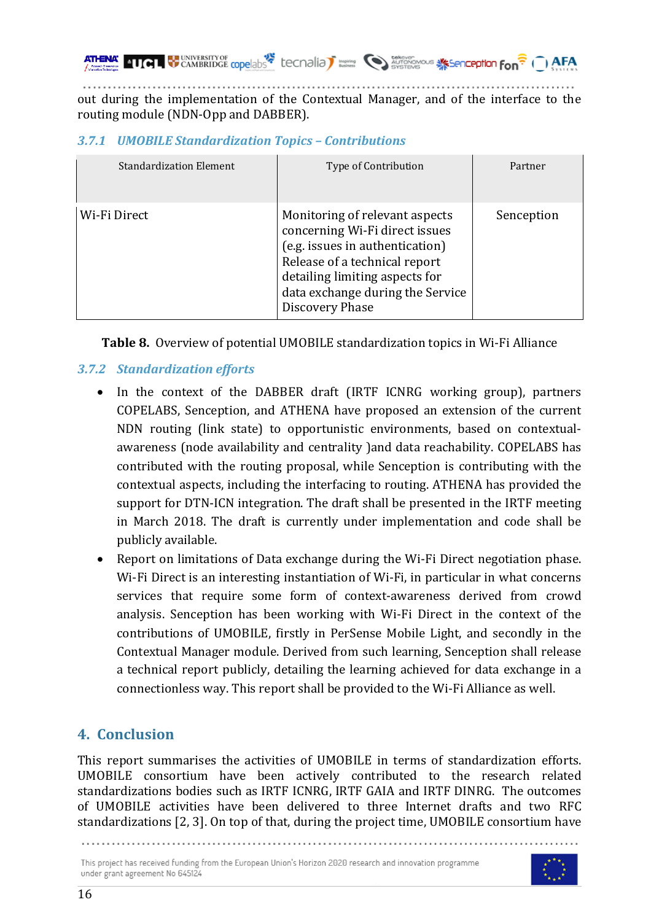out during the implementation of the Contextual Manager, and of the interface to the routing module (NDN-Opp and DABBER).

### *3.7.1 UMOBILE Standardization Topics – Contributions*

| Standardization Element | Type of Contribution | Partner |
|---|---|---|
| Wi-Fi Direct | Monitoring of relevant aspects concerning Wi-Fi direct issues (e.g. issues in authentication) Release of a technical report detailing limiting aspects for data exchange during the Service Discovery Phase | Senception |

**Table 8.** Overview of potential UMOBILE standardization topics in Wi-Fi Alliance

### *3.7.2 Standardization efforts*

- In the context of the DABBER draft (IRTF ICNRG working group), partners COPELABS, Senception, and ATHENA have proposed an extension of the current NDN routing (link state) to opportunistic environments, based on contextual-awareness (node availability and centrality )and data reachability. COPELABS has contributed with the routing proposal, while Senception is contributing with the contextual aspects, including the interfacing to routing. ATHENA has provided the support for DTN-ICN integration. The draft shall be presented in the IRTF meeting in March 2018. The draft is currently under implementation and code shall be publicly available.
- Report on limitations of Data exchange during the Wi-Fi Direct negotiation phase. Wi-Fi Direct is an interesting instantiation of Wi-Fi, in particular in what concerns services that require some form of context-awareness derived from crowd analysis. Senception has been working with Wi-Fi Direct in the context of the contributions of UMOBILE, firstly in PerSense Mobile Light, and secondly in the Contextual Manager module. Derived from such learning, Senception shall release a technical report publicly, detailing the learning achieved for data exchange in a connectionless way. This report shall be provided to the Wi-Fi Alliance as well.

## 4. Conclusion

This report summarises the activities of UMOBILE in terms of standardization efforts. UMOBILE consortium have been actively contributed to the research related standardizations bodies such as IRTF ICNRG, IRTF GAIA and IRTF DINRG. The outcomes of UMOBILE activities have been delivered to three Internet drafts and two RFC standardizations [2, 3]. On top of that, during the project time, UMOBILE consortium have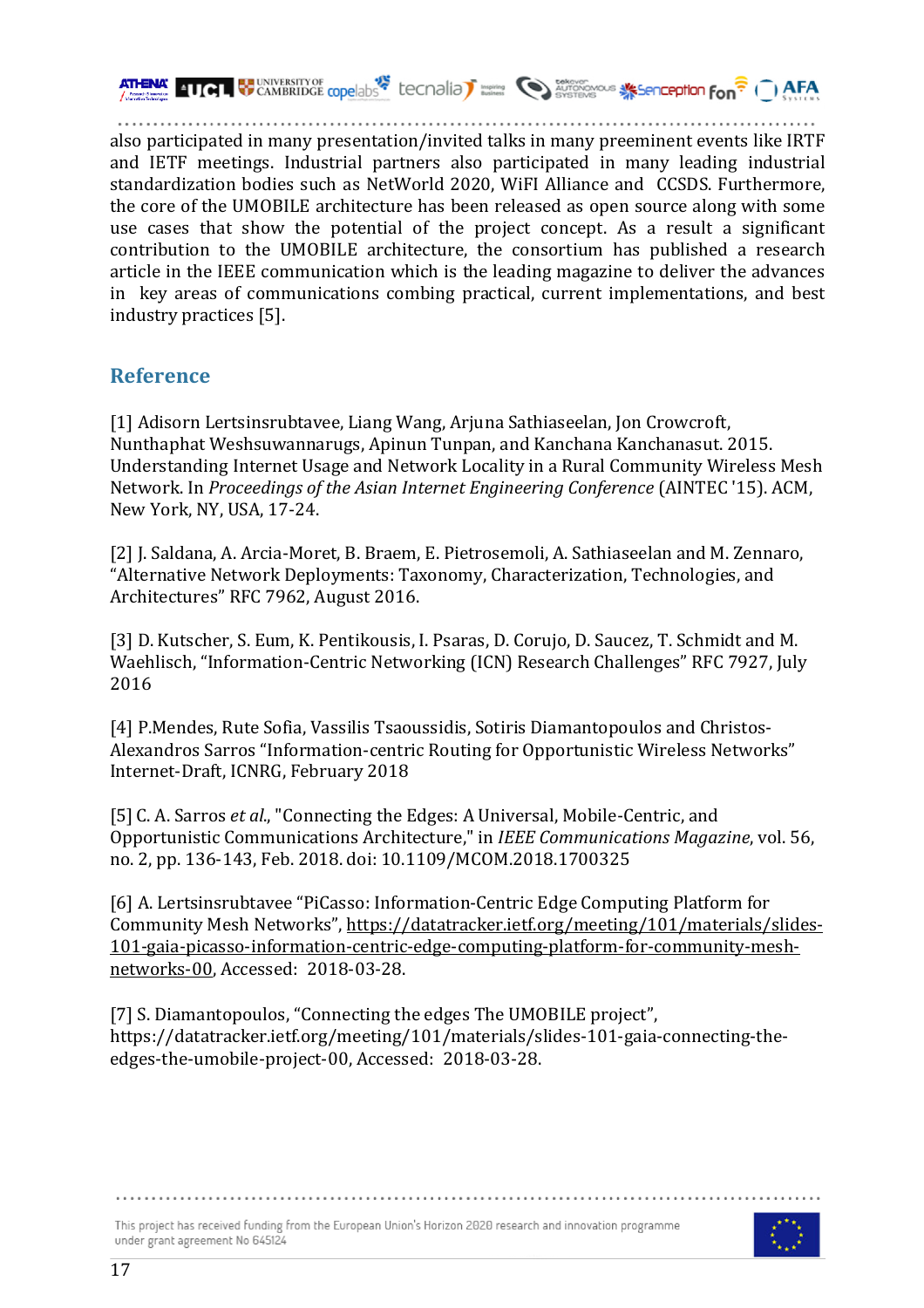also participated in many presentation/invited talks in many preeminent events like IRTF and IETF meetings. Industrial partners also participated in many leading industrial standardization bodies such as NetWorld 2020, WiFI Alliance and CCSDS. Furthermore, the core of the UMOBILE architecture has been released as open source along with some use cases that show the potential of the project concept. As a result a significant contribution to the UMOBILE architecture, the consortium has published a research article in the IEEE communication which is the leading magazine to deliver the advances in key areas of communications combing practical, current implementations, and best industry practices [5].

## Reference

[1] Adisorn Lertsinsrubtavee, Liang Wang, Arjuna Sathiaseelan, Jon Crowcroft, Nunthaphat Weshsuwannarugs, Apinun Tunpan, and Kanchana Kanchanasut. 2015. Understanding Internet Usage and Network Locality in a Rural Community Wireless Mesh Network. In *Proceedings of the Asian Internet Engineering Conference* (AINTEC '15). ACM, New York, NY, USA, 17-24.

[2] J. Saldana, A. Arcia-Moret, B. Braem, E. Pietrosemoli, A. Sathiaseelan and M. Zennaro, "Alternative Network Deployments: Taxonomy, Characterization, Technologies, and Architectures" RFC 7962, August 2016.

[3] D. Kutscher, S. Eum, K. Pentikousis, I. Psaras, D. Corujo, D. Saucez, T. Schmidt and M. Waehlisch, "Information-Centric Networking (ICN) Research Challenges" RFC 7927, July 2016

[4] P.Mendes, Rute Sofia, Vassilis Tsaoussidis, Sotiris Diamantopoulos and Christos-Alexandros Sarros "Information-centric Routing for Opportunistic Wireless Networks" Internet-Draft, ICNRG, February 2018

[5] C. A. Sarros *et al.*, "Connecting the Edges: A Universal, Mobile-Centric, and Opportunistic Communications Architecture," in *IEEE Communications Magazine*, vol. 56, no. 2, pp. 136-143, Feb. 2018. doi: 10.1109/MCOM.2018.1700325

[6] A. Lertsinsrubtavee "PiCasso: Information-Centric Edge Computing Platform for Community Mesh Networks", https://datatracker.ietf.org/meeting/101/materials/slides-101-gaia-picasso-information-centric-edge-computing-platform-for-community-mesh-networks-00, Accessed: 2018-03-28.

[7] S. Diamantopoulos, "Connecting the edges The UMOBILE project", https://datatracker.ietf.org/meeting/101/materials/slides-101-gaia-connecting-the-edges-the-umobile-project-00, Accessed: 2018-03-28.